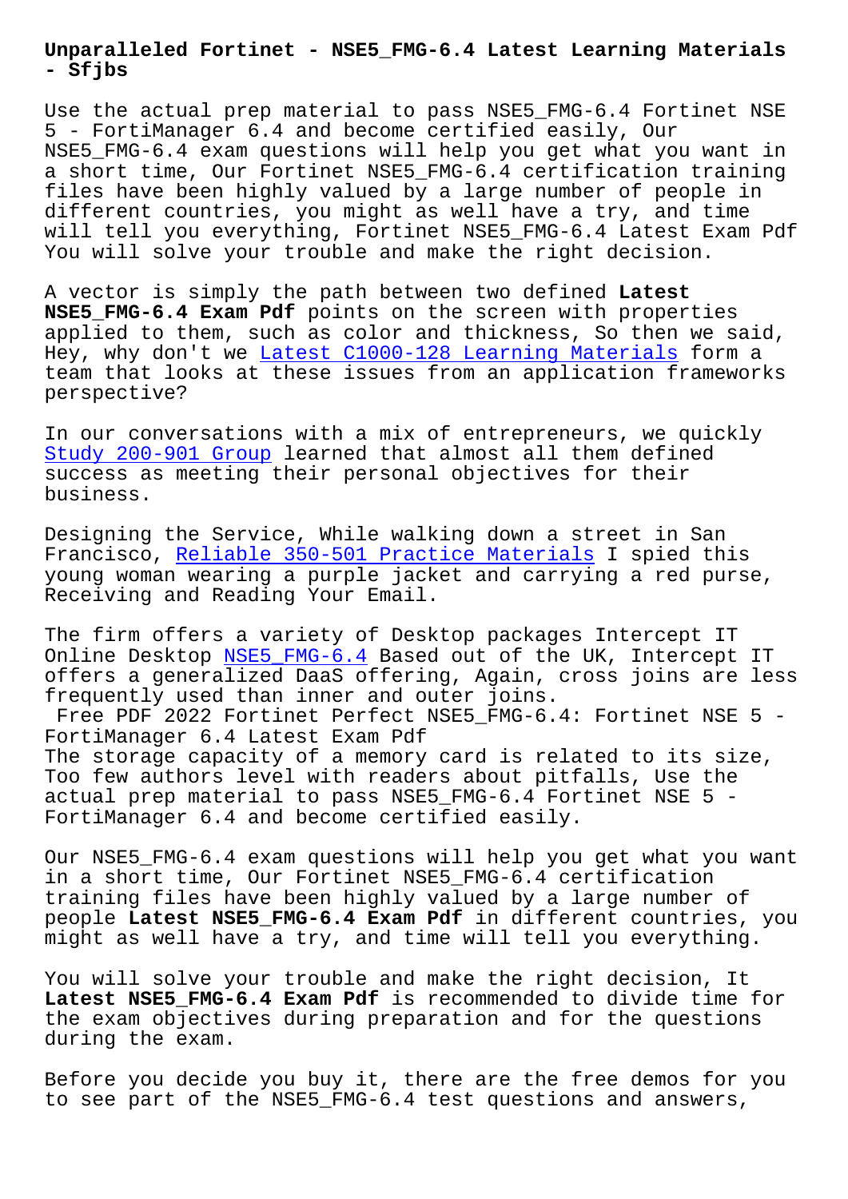# Unparalleled Fortinet - NSE5_FMG-6.4 Latest Learning Materials - Sfjbs

Use the actual prep material to pass NSE5_FMG-6.4 Fortinet NSE 5 - FortiManager 6.4 and become certified easily, Our NSE5_FMG-6.4 exam questions will help you get what you want in a short time, Our Fortinet NSE5_FMG-6.4 certification training files have been highly valued by a large number of people in different countries, you might as well have a try, and time will tell you everything, Fortinet NSE5_FMG-6.4 Latest Exam Pdf You will solve your trouble and make the right decision.

A vector is simply the path between two defined **Latest NSE5_FMG-6.4 Exam Pdf** points on the screen with properties applied to them, such as color and thickness, So then we said, Hey, why don't we Latest C1000-128 Learning Materials form a team that looks at these issues from an application frameworks perspective?

In our conversations with a mix of entrepreneurs, we quickly Study 200-901 Group learned that almost all them defined success as meeting their personal objectives for their business.

Designing the Service, While walking down a street in San Francisco, Reliable 350-501 Practice Materials I spied this young woman wearing a purple jacket and carrying a red purse, Receiving and Reading Your Email.

The firm offers a variety of Desktop packages Intercept IT Online Desktop NSE5_FMG-6.4 Based out of the UK, Intercept IT offers a generalized DaaS offering, Again, cross joins are less frequently used than inner and outer joins.

Free PDF 2022 Fortinet Perfect NSE5_FMG-6.4: Fortinet NSE 5 - FortiManager 6.4 Latest Exam Pdf

The storage capacity of a memory card is related to its size, Too few authors level with readers about pitfalls, Use the actual prep material to pass NSE5_FMG-6.4 Fortinet NSE 5 - FortiManager 6.4 and become certified easily.

Our NSE5_FMG-6.4 exam questions will help you get what you want in a short time, Our Fortinet NSE5_FMG-6.4 certification training files have been highly valued by a large number of people **Latest NSE5_FMG-6.4 Exam Pdf** in different countries, you might as well have a try, and time will tell you everything.

You will solve your trouble and make the right decision, It **Latest NSE5_FMG-6.4 Exam Pdf** is recommended to divide time for the exam objectives during preparation and for the questions during the exam.

Before you decide you buy it, there are the free demos for you to see part of the NSE5_FMG-6.4 test questions and answers,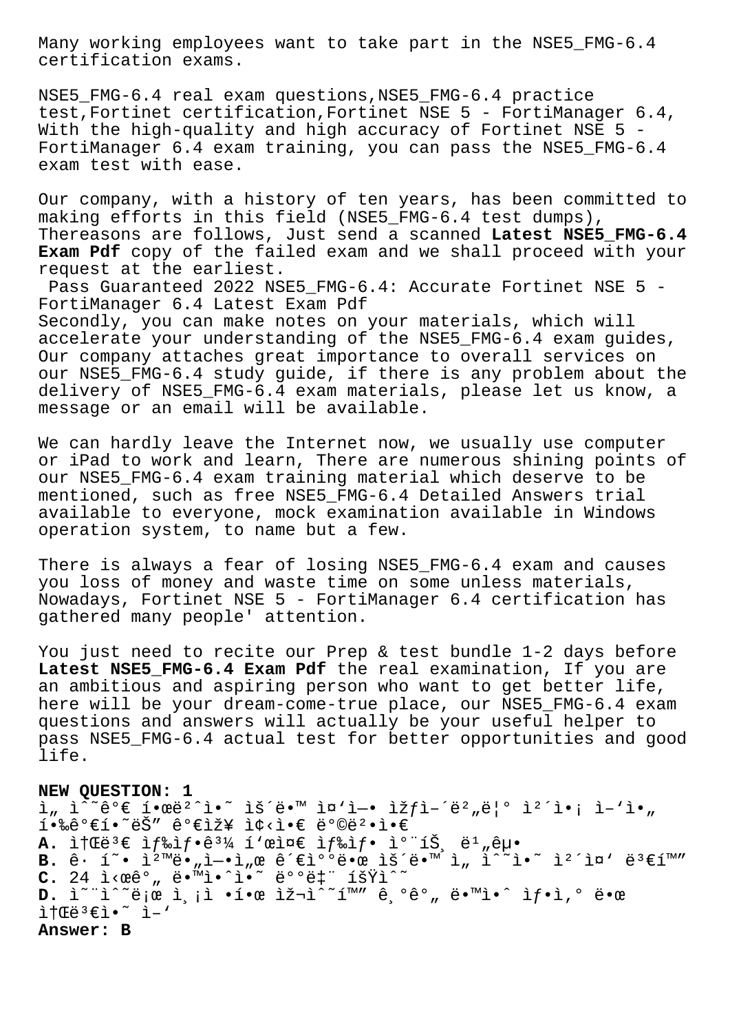Many working employees want to take part in the NSE5_FMG-6.4 certification exams.

NSE5_FMG-6.4 real exam questions,NSE5_FMG-6.4 practice test,Fortinet certification,Fortinet NSE 5 - FortiManager 6.4, With the high-quality and high accuracy of Fortinet NSE 5 - FortiManager 6.4 exam training, you can pass the NSE5_FMG-6.4 exam test with ease.

Our company, with a history of ten years, has been committed to making efforts in this field (NSE5_FMG-6.4 test dumps), Thereasons are follows, Just send a scanned **Latest NSE5_FMG-6.4 Exam Pdf** copy of the failed exam and we shall proceed with your request at the earliest.

Pass Guaranteed 2022 NSE5_FMG-6.4: Accurate Fortinet NSE 5 - FortiManager 6.4 Latest Exam Pdf
Secondly, you can make notes on your materials, which will accelerate your understanding of the NSE5_FMG-6.4 exam guides, Our company attaches great importance to overall services on our NSE5_FMG-6.4 study guide, if there is any problem about the delivery of NSE5_FMG-6.4 exam materials, please let us know, a message or an email will be available.

We can hardly leave the Internet now, we usually use computer or iPad to work and learn, There are numerous shining points of our NSE5_FMG-6.4 exam training material which deserve to be mentioned, such as free NSE5_FMG-6.4 Detailed Answers trial available to everyone, mock examination available in Windows operation system, to name but a few.

There is always a fear of losing NSE5_FMG-6.4 exam and causes you loss of money and waste time on some unless materials, Nowadays, Fortinet NSE 5 - FortiManager 6.4 certification has gathered many people' attention.

You just need to recite our Prep & test bundle 1-2 days before **Latest NSE5_FMG-6.4 Exam Pdf** the real examination, If you are an ambitious and aspiring person who want to get better life, here will be your dream-come-true place, our NSE5_FMG-6.4 exam questions and answers will actually be your useful helper to pass NSE5_FMG-6.4 actual test for better opportunities and good life.

**NEW QUESTION: 1**
ì„ ì˜ˆê°€ í•œë²ˆì•˜ ìš´ë•™ ì¤'ì—• ìžƒì–´ë²„ë¦° ì²´ì•¡ ì–'ì•„
í•‰ê°€í•˜ëŠ" ê°€ìž¥ ì¢‹ì•€ ë°©ë²•ì•€
**A.** ì†Œë³€ ìƒ‰ìƒ•ê³¼ í'œì¤€ ìƒ‰ìƒ• ì°¨íŠ¸ ë¹„êµ•
**B.** ê· í˜• ì²™ë•„ì—•ì„œ ê´€ì°°ë•œ ìš´ë•™ ì „ ì˜ˆì•˜ ì²´ì¤' ë³€í™"
**C.** 24 ì‹œê°„ ë•™ì•ˆì•˜ ë°°ë‡¨ íšŸì˜˜
**D.** ì˜¨ì˜¨ë¡œ ì¸¡ì •í•œ ìž¬ì˜¨í™" ê¸°ê°„ ë•™ì•ˆ ìƒ•ì‚° ë•œ
ì†Œë³€ì•˜ ì–'
**Answer: B**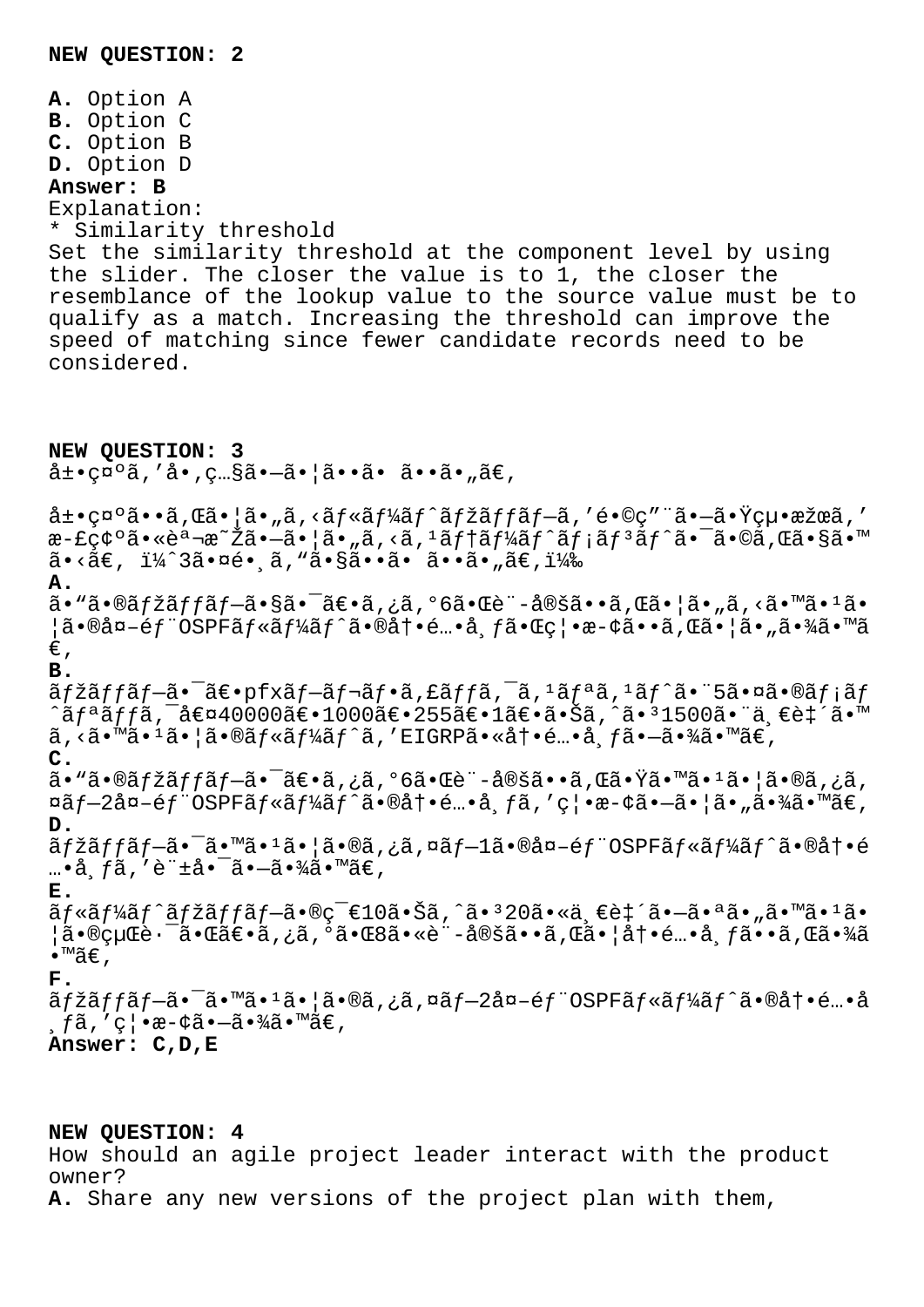**NEW QUESTION: 2**

**A.** Option A
**B.** Option C
**C.** Option B
**D.** Option D
**Answer: B**
Explanation:
* Similarity threshold
Set the similarity threshold at the component level by using the slider. The closer the value is to 1, the closer the resemblance of the lookup value to the source value must be to qualify as a match. Increasing the threshold can improve the speed of matching since fewer candidate records need to be considered.

**NEW QUESTION: 3**
å±•ç¤ºã,'å•‚ç…§ã•—ã•¦ã••ã• ã••ã•„ã€‚

å±•ç¤ºã••ã,Œã•¦ã•„ã,‹ãƒ«ãƒ¼ãƒˆãƒžãƒƒãƒ—ã,'é•©ç"¨ã•—ã•Ÿçµ•æžœã,'æ-£ç¢ºã•«èª¬æ˜Žã•—ã•¦ã•„ã,‹ã,¹ãƒ†ãƒ¼ãƒˆãƒ¡ãƒ³ãƒˆã•¯ã•©ã,Œã•§ã•™ã•‹ã€' ï¼ˆ3ã•¤é•¸ã,"ã•§ã••ã• ã••ã•„ã€'ï¼‰
**A.**
ã•"ã•®ãƒžãƒƒãƒ—ã•§ã•¯ã€•ã,¿ã,°6ã•Œè¨-定ã••ã,Œã•¦ã•„ã,‹ã•™ã•¹ã•¦ã•®å¤–éƒ¨OSPFãƒ«ãƒ¼ãƒˆã•®å†•é…•å¸ƒã•Œç¦•æ-¢ã••ã,Œã•¦ã•„ã•¾ã•™ã€'
**B.**
ãƒžãƒƒãƒ—ã•¯ã€•pfxãƒ—ãƒ¬ãƒ•ã,£ãƒƒã,¯ã,¹ãƒªã,¹ãƒˆã•¨5ã•¤ã•®ãƒ¡ãƒˆãƒªãƒƒã,¯å€¤40000ã€•1000ã€•255ã€•1ã€•ã•Šã,ˆã•³1500ã•¨ä¸€è‡´ã•™ã,‹ã•™ã•¹ã•¦ã•®ãƒ«ãƒ¼ãƒˆã,'EIGRPã•«å†•é…•å¸ƒã•—ã•¾ã•™ã€'
**C.**
ã•"ã•®ãƒžãƒƒãƒ—ã•¯ã€•ã,¿ã,°6ã•Œè¨-定ã••ã,Œã•Ÿã•™ã•¹ã•¦ã•®ã,¿ã,¤ãƒ—2外部OSPFãƒ«ãƒ¼ãƒˆã•®å†•é…•å¸ƒã,'ç¦•æ-¢ã•—ã•¦ã•„ã•¾ã•™ã€'
**D.**
ãƒžãƒƒãƒ—ã•¯ã•™ã•¹ã•¦ã•®ã,¿ã,¤ãƒ—1ã•®å¤–éƒ¨OSPFãƒ«ãƒ¼ãƒˆã•®å†•é…•å¸ƒã,'è¨±å•¯ã•—ã•¾ã•™ã€'
**E.**
ãƒ«ãƒ¼ãƒˆãƒžãƒƒãƒ—ã•®ç¯€10ã•Šã,ˆã•³20ã•«ä¸€è‡´ã•—ã•ªã•„ã•™ã•¹ã•¦ã•®çµŒè·¯ã•Œã€•ã,¿ã,°ã•Œ8ã•«è¨-定ã••ã,Œã•¦å†•é…•å¸ƒã••ã,Œã•¾ã•™ã€'
**F.**
ãƒžãƒƒãƒ—ã•¯ã•™ã•¹ã•¦ã•®ã,¿ã,¤ãƒ—2外部OSPFãƒ«ãƒ¼ãƒˆã•®å†•é…•å¸ƒã,'ç¦•æ-¢ã•—ã•¾ã•™ã€'
**Answer: C,D,E**

**NEW QUESTION: 4**
How should an agile project leader interact with the product owner?
**A.** Share any new versions of the project plan with them,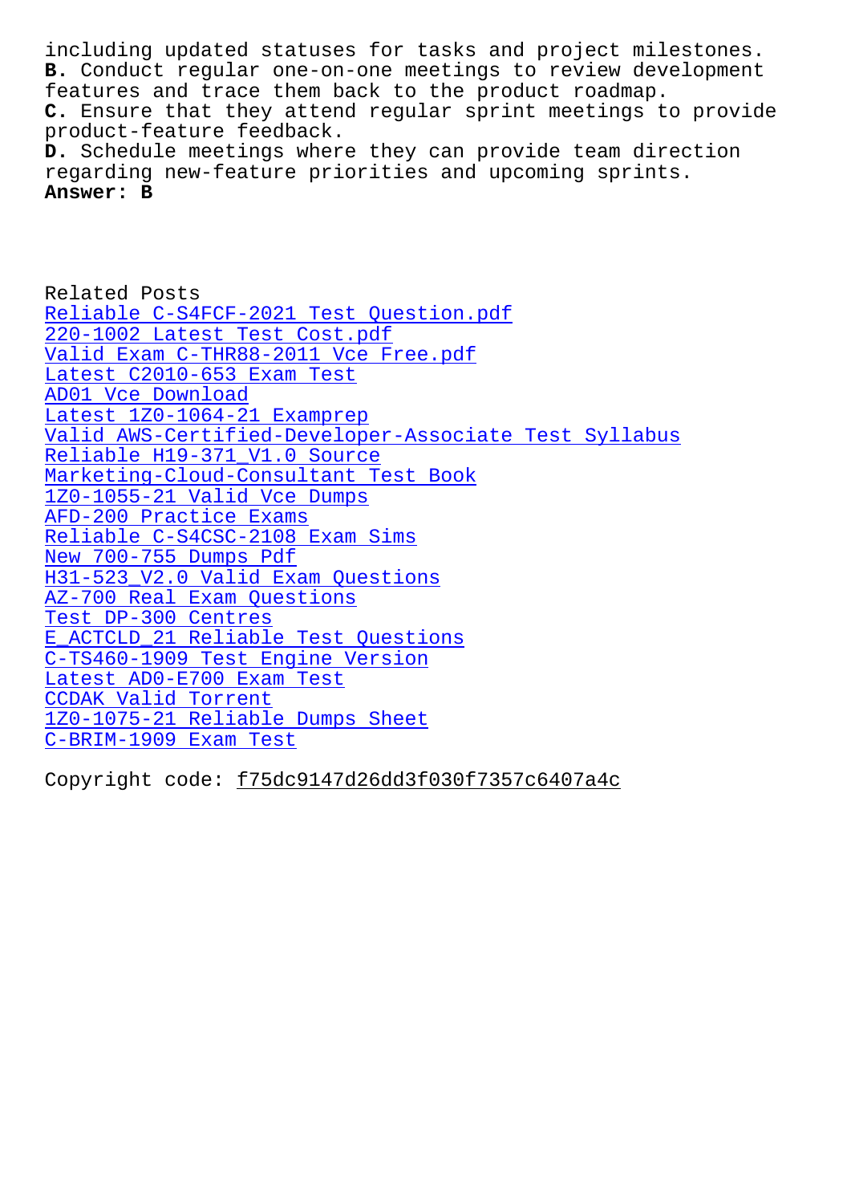including updated statuses for tasks and project milestones.
**B.** Conduct regular one-on-one meetings to review development features and trace them back to the product roadmap.
**C.** Ensure that they attend regular sprint meetings to provide product-feature feedback.
**D.** Schedule meetings where they can provide team direction regarding new-feature priorities and upcoming sprints.
**Answer: B**

Related Posts
Reliable C-S4FCF-2021 Test Question.pdf
220-1002 Latest Test Cost.pdf
Valid Exam C-THR88-2011 Vce Free.pdf
Latest C2010-653 Exam Test
AD01 Vce Download
Latest 1Z0-1064-21 Examprep
Valid AWS-Certified-Developer-Associate Test Syllabus
Reliable H19-371_V1.0 Source
Marketing-Cloud-Consultant Test Book
1Z0-1055-21 Valid Vce Dumps
AFD-200 Practice Exams
Reliable C-S4CSC-2108 Exam Sims
New 700-755 Dumps Pdf
H31-523_V2.0 Valid Exam Questions
AZ-700 Real Exam Questions
Test DP-300 Centres
E_ACTCLD_21 Reliable Test Questions
C-TS460-1909 Test Engine Version
Latest AD0-E700 Exam Test
CCDAK Valid Torrent
1Z0-1075-21 Reliable Dumps Sheet
C-BRIM-1909 Exam Test

Copyright code: f75dc9147d26dd3f030f7357c6407a4c